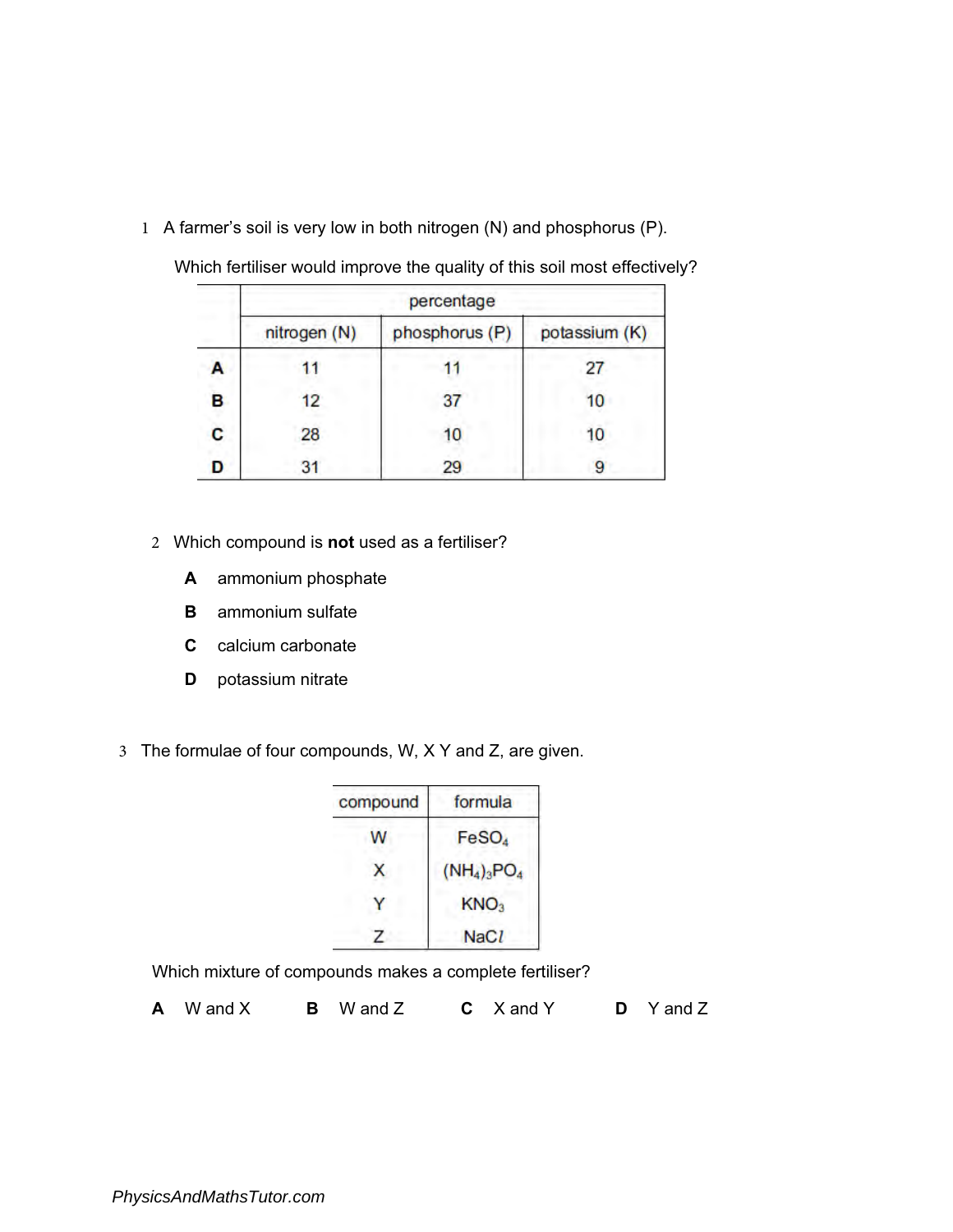1 A farmer's soil is very low in both nitrogen (N) and phosphorus (P).

Which fertiliser would improve the quality of this soil most effectively?

| | percentage | | |
|---|---|---|---|
| | nitrogen (N) | phosphorus (P) | potassium (K) |
| **A** | 11 | 11 | 27 |
| **B** | 12 | 37 | 10 |
| **C** | 28 | 10 | 10 |
| **D** | 31 | 29 | 9 |

2 Which compound is **not** used as a fertiliser?

**A** ammonium phosphate

**B** ammonium sulfate

**C** calcium carbonate

**D** potassium nitrate

3 The formulae of four compounds, W, X Y and Z, are given.

| compound | formula |
|---|---|
| W | $FeSO_4$ |
| X | $(NH_4)_3PO_4$ |
| Y | $KNO_3$ |
| Z | $NaCl$ |

Which mixture of compounds makes a complete fertiliser?

**A** W and X **B** W and Z **C** X and Y **D** Y and Z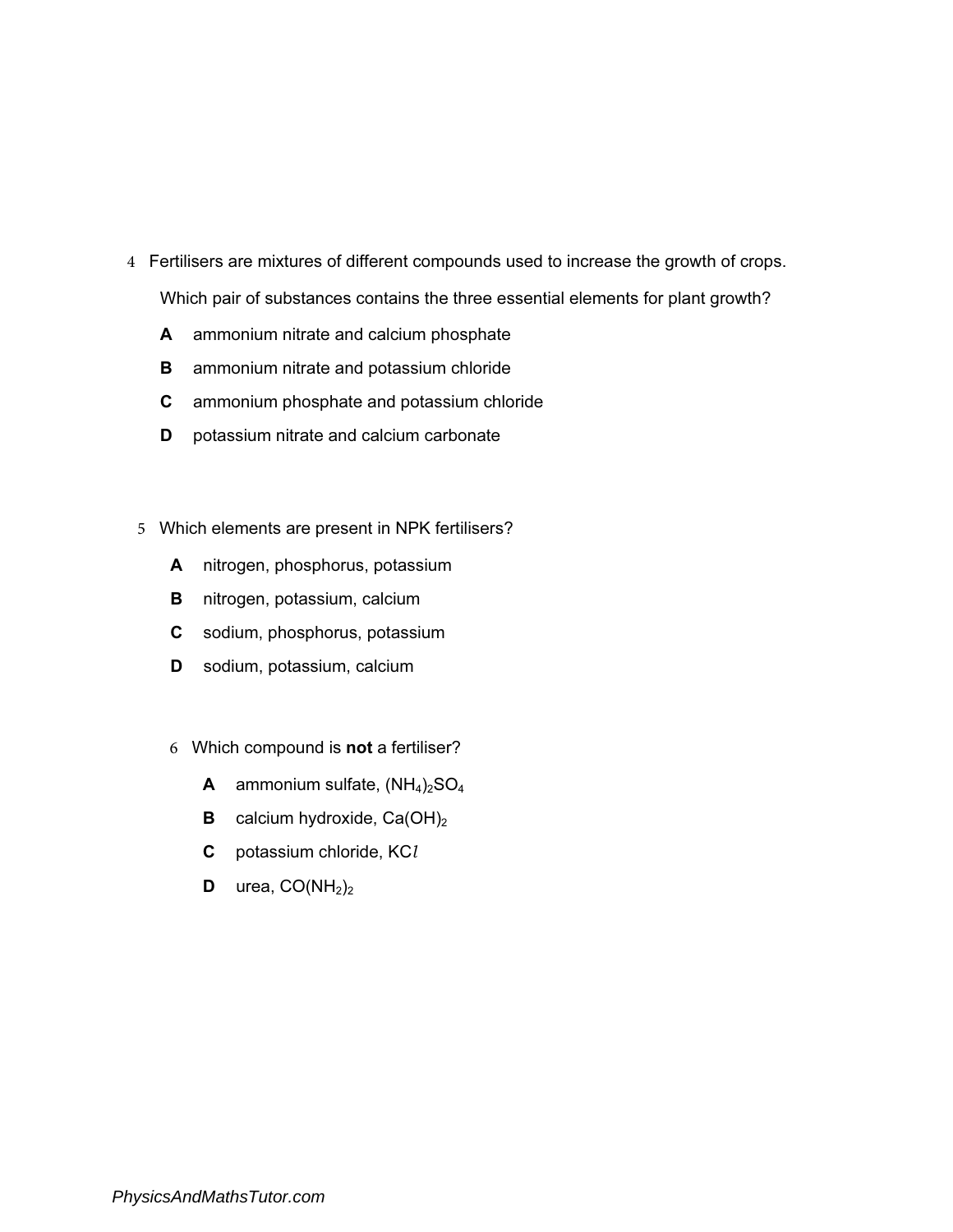4 Fertilisers are mixtures of different compounds used to increase the growth of crops.

Which pair of substances contains the three essential elements for plant growth?

**A** ammonium nitrate and calcium phosphate

**B** ammonium nitrate and potassium chloride

**C** ammonium phosphate and potassium chloride

**D** potassium nitrate and calcium carbonate

5 Which elements are present in NPK fertilisers?

**A** nitrogen, phosphorus, potassium

**B** nitrogen, potassium, calcium

**C** sodium, phosphorus, potassium

**D** sodium, potassium, calcium

6 Which compound is **not** a fertiliser?

**A** ammonium sulfate, $(NH_4)_2SO_4$

**B** calcium hydroxide, $Ca(OH)_2$

**C** potassium chloride, $KCl$

**D** urea, $CO(NH_2)_2$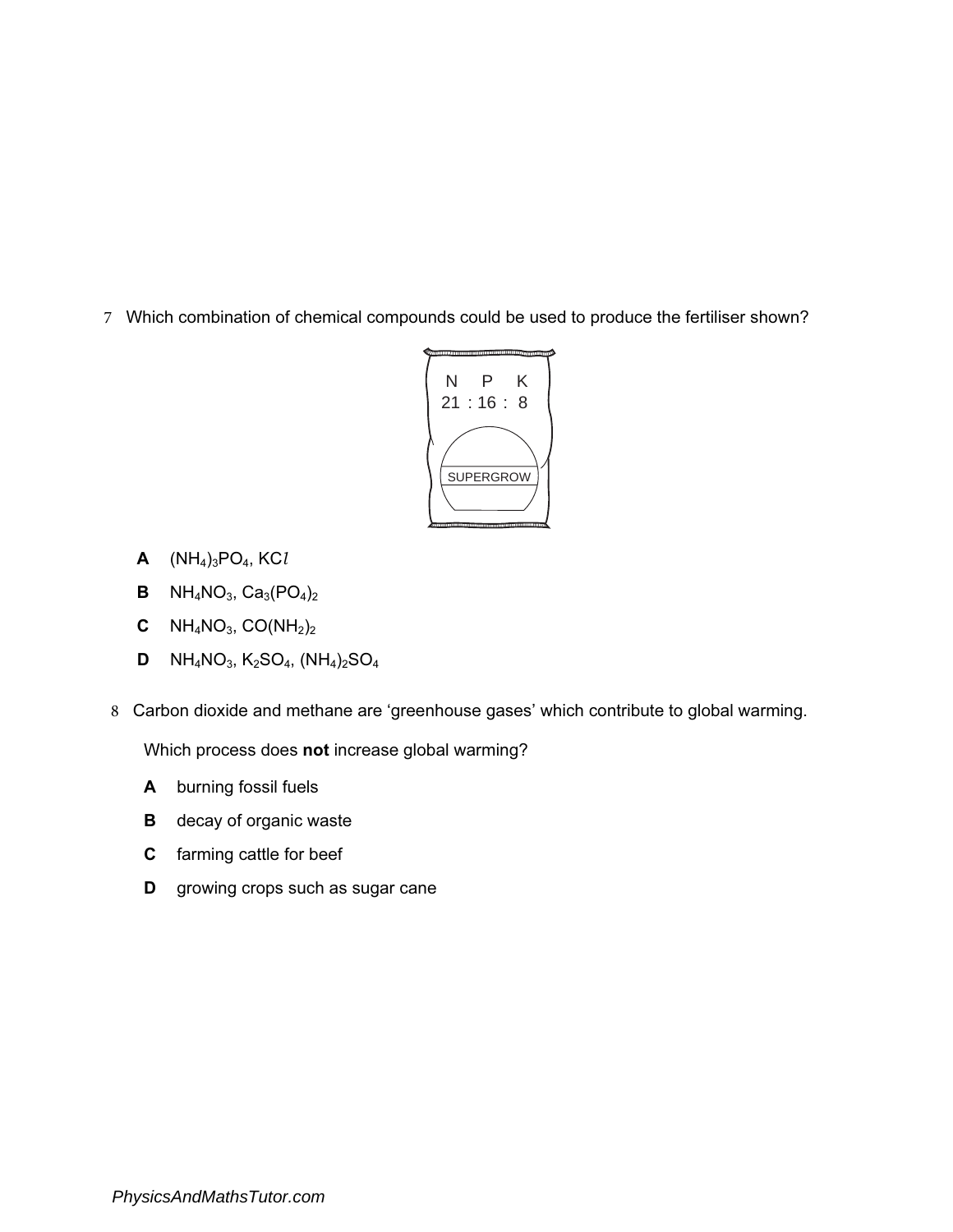7 Which combination of chemical compounds could be used to produce the fertiliser shown?

N P K
21 : 16 : 8

SUPERGROW

**A** $(NH_4)_3PO_4$, $KCl$

**B** $NH_4NO_3$, $Ca_3(PO_4)_2$

**C** $NH_4NO_3$, $CO(NH_2)_2$

**D** $NH_4NO_3$, $K_2SO_4$, $(NH_4)_2SO_4$

8 Carbon dioxide and methane are 'greenhouse gases' which contribute to global warming.

Which process does **not** increase global warming?

**A** burning fossil fuels

**B** decay of organic waste

**C** farming cattle for beef

**D** growing crops such as sugar cane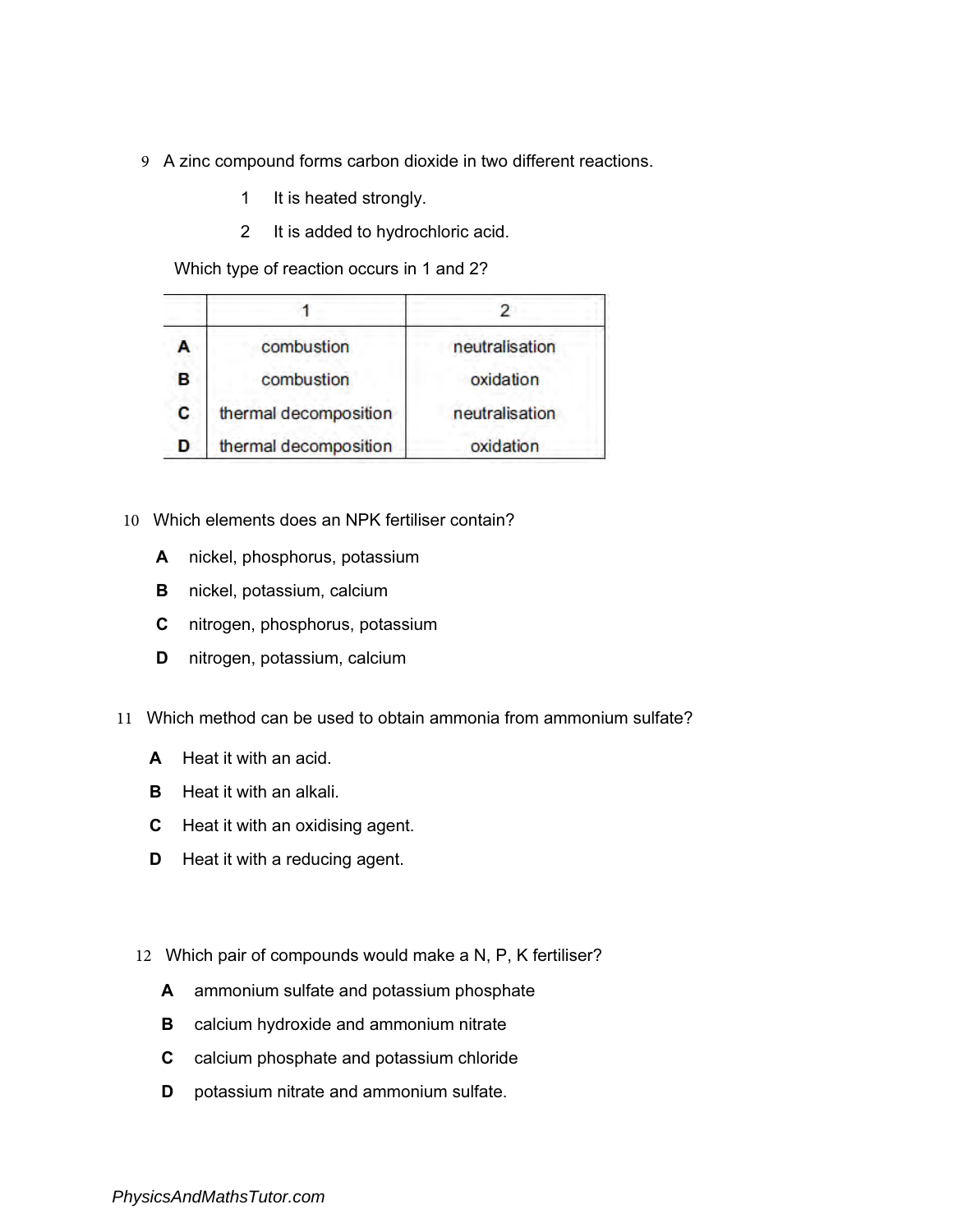9 A zinc compound forms carbon dioxide in two different reactions.

1 It is heated strongly.

2 It is added to hydrochloric acid.

Which type of reaction occurs in 1 and 2?

| | 1 | 2 |
|---|---|---|
| **A** | combustion | neutralisation |
| **B** | combustion | oxidation |
| **C** | thermal decomposition | neutralisation |
| **D** | thermal decomposition | oxidation |

10 Which elements does an NPK fertiliser contain?

**A** nickel, phosphorus, potassium

**B** nickel, potassium, calcium

**C** nitrogen, phosphorus, potassium

**D** nitrogen, potassium, calcium

11 Which method can be used to obtain ammonia from ammonium sulfate?

**A** Heat it with an acid.

**B** Heat it with an alkali.

**C** Heat it with an oxidising agent.

**D** Heat it with a reducing agent.

12 Which pair of compounds would make a N, P, K fertiliser?

**A** ammonium sulfate and potassium phosphate

**B** calcium hydroxide and ammonium nitrate

**C** calcium phosphate and potassium chloride

**D** potassium nitrate and ammonium sulfate.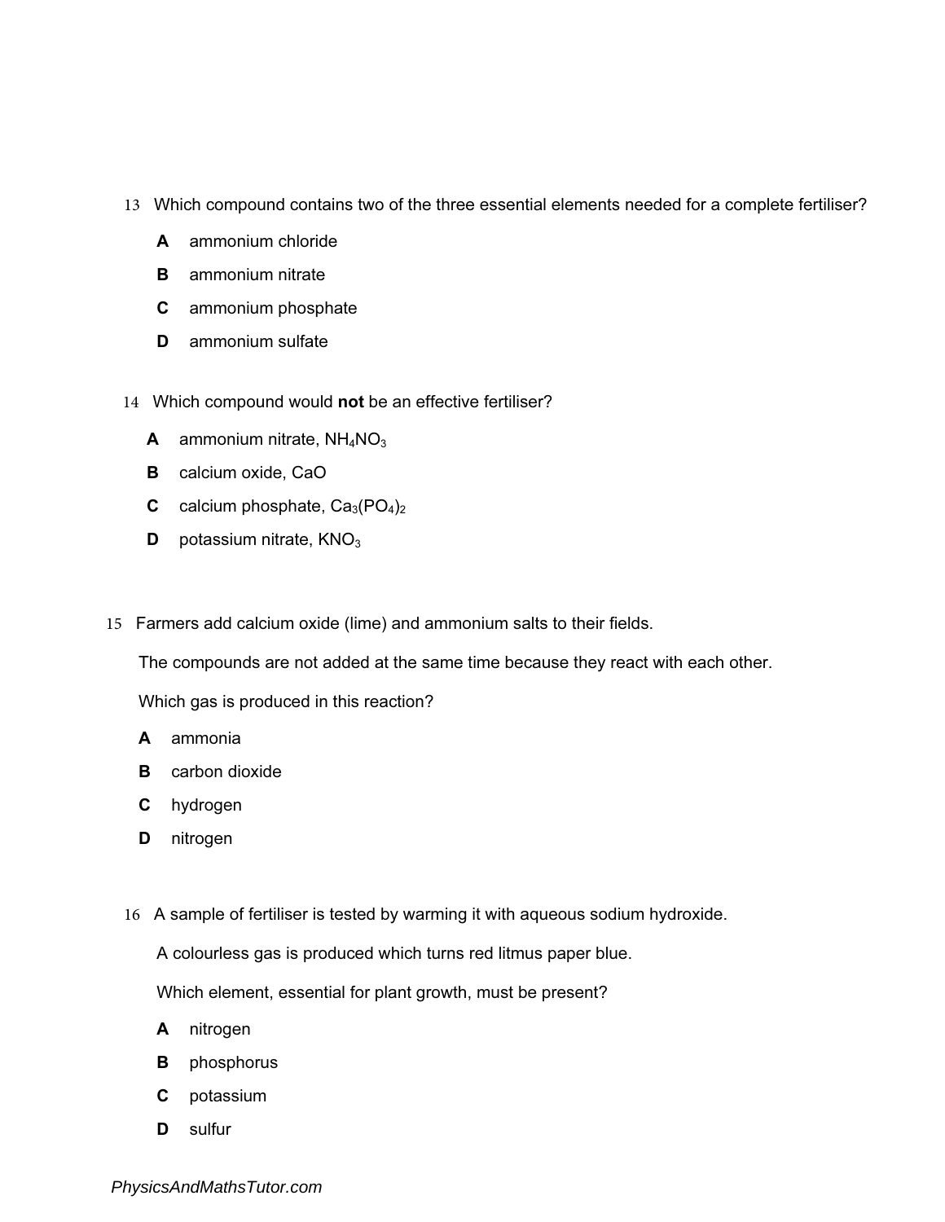13 Which compound contains two of the three essential elements needed for a complete fertiliser?

**A** ammonium chloride

**B** ammonium nitrate

**C** ammonium phosphate

**D** ammonium sulfate

14 Which compound would **not** be an effective fertiliser?

**A** ammonium nitrate, $NH_4NO_3$

**B** calcium oxide, CaO

**C** calcium phosphate, $Ca_3(PO_4)_2$

**D** potassium nitrate, $KNO_3$

15 Farmers add calcium oxide (lime) and ammonium salts to their fields.

The compounds are not added at the same time because they react with each other.

Which gas is produced in this reaction?

**A** ammonia

**B** carbon dioxide

**C** hydrogen

**D** nitrogen

16 A sample of fertiliser is tested by warming it with aqueous sodium hydroxide.

A colourless gas is produced which turns red litmus paper blue.

Which element, essential for plant growth, must be present?

**A** nitrogen

**B** phosphorus

**C** potassium

**D** sulfur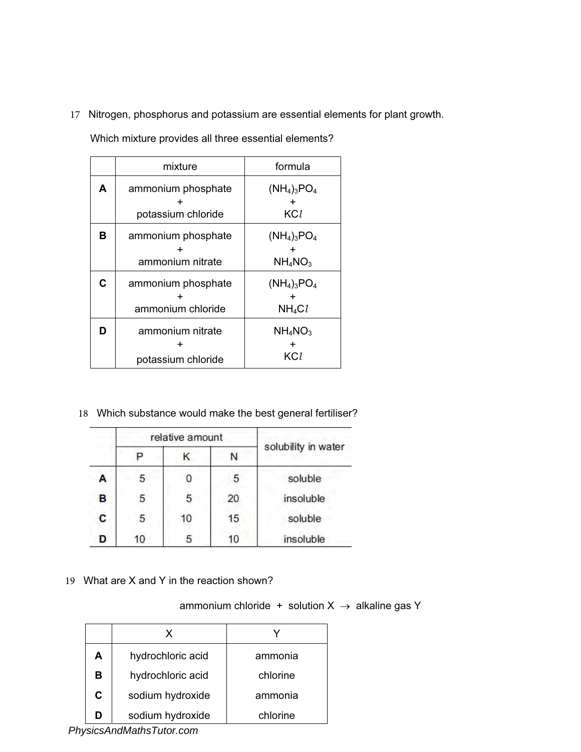17 Nitrogen, phosphorus and potassium are essential elements for plant growth.

Which mixture provides all three essential elements?

| | mixture | formula |
|---|---|---|
| **A** | ammonium phosphate + potassium chloride | $(NH_4)_3PO_4$ + $KCl$ |
| **B** | ammonium phosphate + ammonium nitrate | $(NH_4)_3PO_4$ + $NH_4NO_3$ |
| **C** | ammonium phosphate + ammonium chloride | $(NH_4)_3PO_4$ + $NH_4Cl$ |
| **D** | ammonium nitrate + potassium chloride | $NH_4NO_3$ + $KCl$ |

18 Which substance would make the best general fertiliser?

| | relative amount | | | solubility in water |
|---|---|---|---|---|
| | P | K | N | |
| **A** | 5 | 0 | 5 | soluble |
| **B** | 5 | 5 | 20 | insoluble |
| **C** | 5 | 10 | 15 | soluble |
| **D** | 10 | 5 | 10 | insoluble |

19 What are X and Y in the reaction shown?

ammonium chloride + solution X $\rightarrow$ alkaline gas Y

| | X | Y |
|---|---|---|
| **A** | hydrochloric acid | ammonia |
| **B** | hydrochloric acid | chlorine |
| **C** | sodium hydroxide | ammonia |
| **D** | sodium hydroxide | chlorine |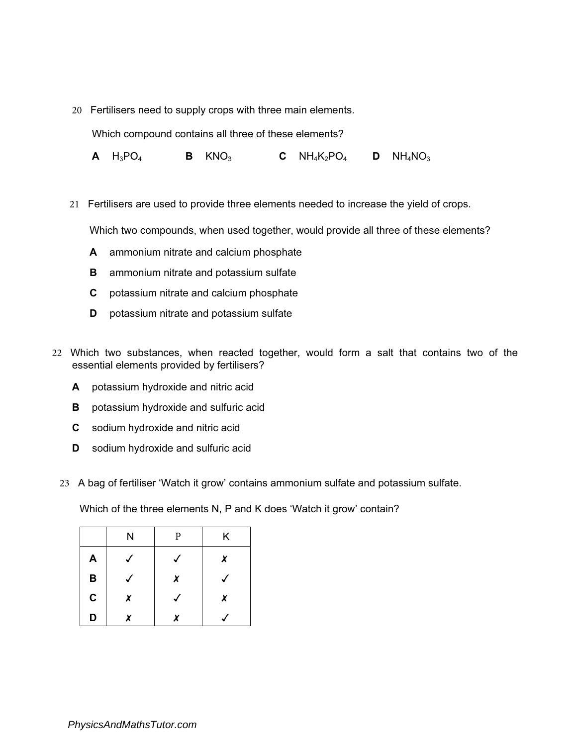20 Fertilisers need to supply crops with three main elements.

Which compound contains all three of these elements?

**A** $H_3PO_4$ **B** $KNO_3$ **C** $NH_4K_2PO_4$ **D** $NH_4NO_3$

21 Fertilisers are used to provide three elements needed to increase the yield of crops.

Which two compounds, when used together, would provide all three of these elements?

**A** ammonium nitrate and calcium phosphate

**B** ammonium nitrate and potassium sulfate

**C** potassium nitrate and calcium phosphate

**D** potassium nitrate and potassium sulfate

22 Which two substances, when reacted together, would form a salt that contains two of the essential elements provided by fertilisers?

**A** potassium hydroxide and nitric acid

**B** potassium hydroxide and sulfuric acid

**C** sodium hydroxide and nitric acid

**D** sodium hydroxide and sulfuric acid

23 A bag of fertiliser 'Watch it grow' contains ammonium sulfate and potassium sulfate.

Which of the three elements N, P and K does 'Watch it grow' contain?

| | N | P | K |
|---|---|---|---|
| **A** | ✓ | ✓ | ✗ |
| **B** | ✓ | ✗ | ✓ |
| **C** | ✗ | ✓ | ✗ |
| **D** | ✗ | ✗ | ✓ |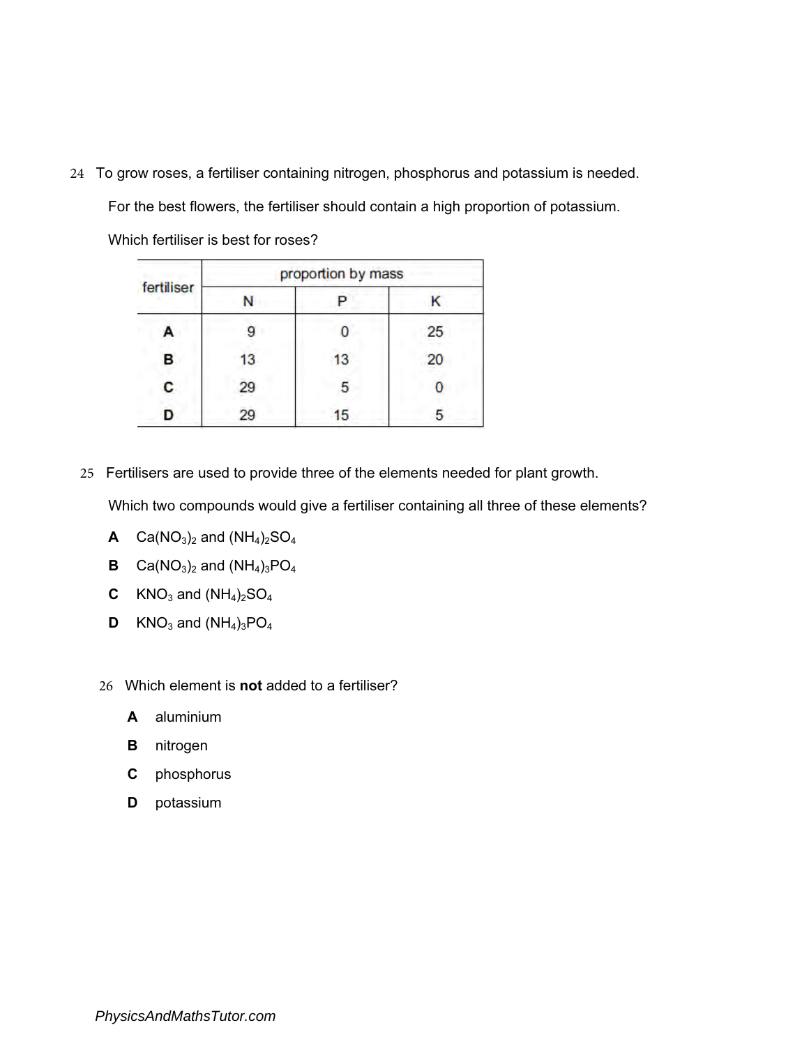24 To grow roses, a fertiliser containing nitrogen, phosphorus and potassium is needed.

For the best flowers, the fertiliser should contain a high proportion of potassium.

Which fertiliser is best for roses?

| fertiliser | proportion by mass | | |
|---|---|---|---|
| | N | P | K |
| **A** | 9 | 0 | 25 |
| **B** | 13 | 13 | 20 |
| **C** | 29 | 5 | 0 |
| **D** | 29 | 15 | 5 |

25 Fertilisers are used to provide three of the elements needed for plant growth.

Which two compounds would give a fertiliser containing all three of these elements?

**A** $Ca(NO_3)_2$ and $(NH_4)_2SO_4$

**B** $Ca(NO_3)_2$ and $(NH_4)_3PO_4$

**C** $KNO_3$ and $(NH_4)_2SO_4$

**D** $KNO_3$ and $(NH_4)_3PO_4$

26 Which element is **not** added to a fertiliser?

**A** aluminium

**B** nitrogen

**C** phosphorus

**D** potassium